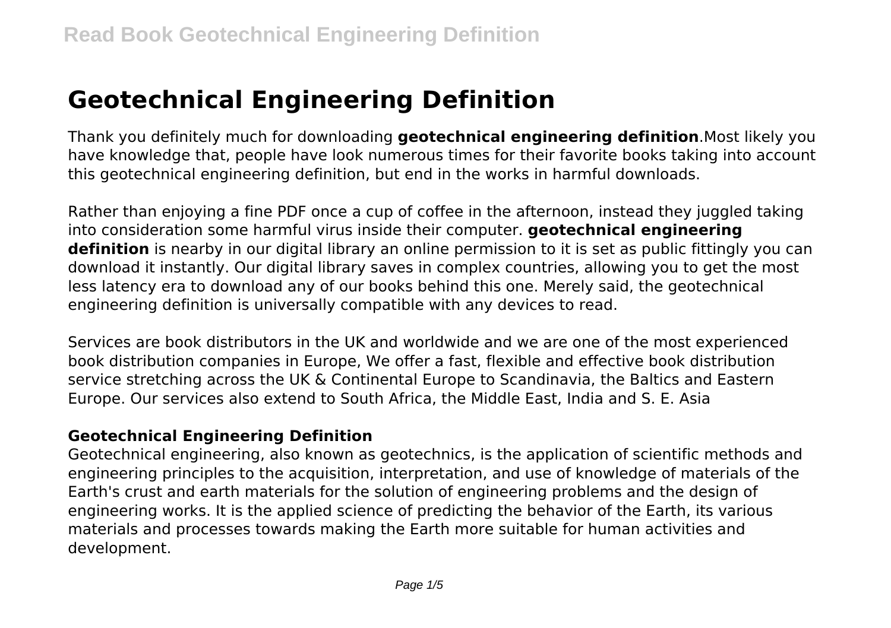# Geotechnical Engineering Definition

Thank you definitely much for downloading **geotechnical engineering definition**.Most likely you have knowledge that, people have look numerous times for their favorite books taking into account this geotechnical engineering definition, but end in the works in harmful downloads.

Rather than enjoying a fine PDF once a cup of coffee in the afternoon, instead they juggled taking into consideration some harmful virus inside their computer. **geotechnical engineering definition** is nearby in our digital library an online permission to it is set as public fittingly you can download it instantly. Our digital library saves in complex countries, allowing you to get the most less latency era to download any of our books behind this one. Merely said, the geotechnical engineering definition is universally compatible with any devices to read.

Services are book distributors in the UK and worldwide and we are one of the most experienced book distribution companies in Europe, We offer a fast, flexible and effective book distribution service stretching across the UK & Continental Europe to Scandinavia, the Baltics and Eastern Europe. Our services also extend to South Africa, the Middle East, India and S. E. Asia

### Geotechnical Engineering Definition

Geotechnical engineering, also known as geotechnics, is the application of scientific methods and engineering principles to the acquisition, interpretation, and use of knowledge of materials of the Earth's crust and earth materials for the solution of engineering problems and the design of engineering works. It is the applied science of predicting the behavior of the Earth, its various materials and processes towards making the Earth more suitable for human activities and development.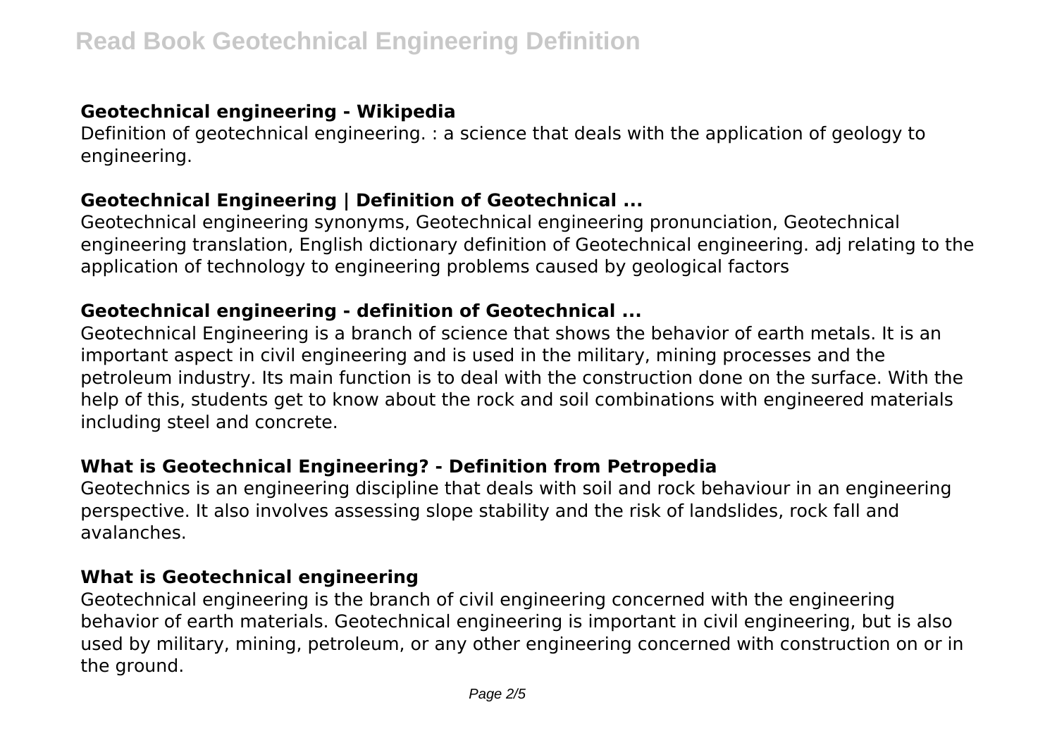### Geotechnical engineering - Wikipedia

Definition of geotechnical engineering. : a science that deals with the application of geology to engineering.

### Geotechnical Engineering | Definition of Geotechnical ...

Geotechnical engineering synonyms, Geotechnical engineering pronunciation, Geotechnical engineering translation, English dictionary definition of Geotechnical engineering. adj relating to the application of technology to engineering problems caused by geological factors

### Geotechnical engineering - definition of Geotechnical ...

Geotechnical Engineering is a branch of science that shows the behavior of earth metals. It is an important aspect in civil engineering and is used in the military, mining processes and the petroleum industry. Its main function is to deal with the construction done on the surface. With the help of this, students get to know about the rock and soil combinations with engineered materials including steel and concrete.

### What is Geotechnical Engineering? - Definition from Petropedia

Geotechnics is an engineering discipline that deals with soil and rock behaviour in an engineering perspective. It also involves assessing slope stability and the risk of landslides, rock fall and avalanches.

### What is Geotechnical engineering

Geotechnical engineering is the branch of civil engineering concerned with the engineering behavior of earth materials. Geotechnical engineering is important in civil engineering, but is also used by military, mining, petroleum, or any other engineering concerned with construction on or in the ground.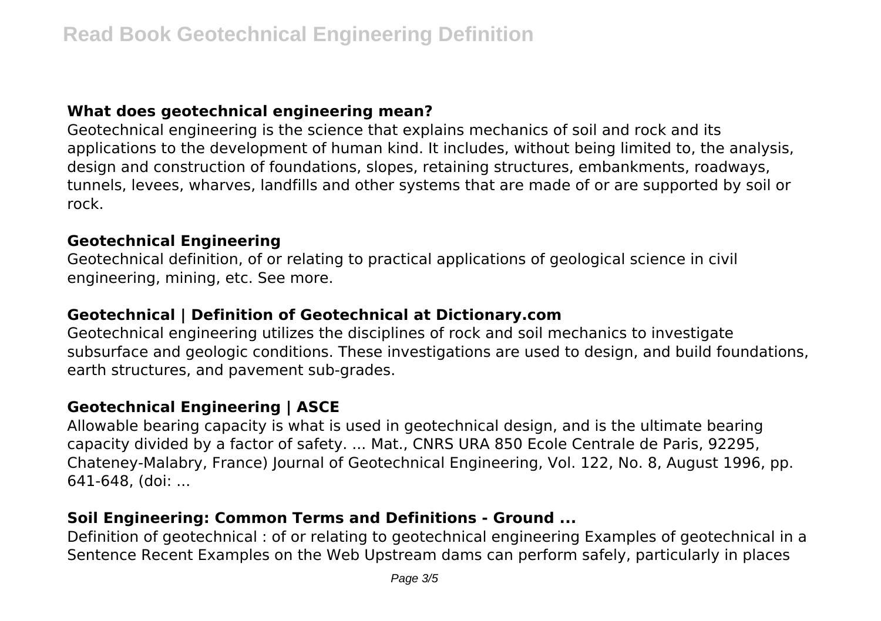### What does geotechnical engineering mean?

Geotechnical engineering is the science that explains mechanics of soil and rock and its applications to the development of human kind. It includes, without being limited to, the analysis, design and construction of foundations, slopes, retaining structures, embankments, roadways, tunnels, levees, wharves, landfills and other systems that are made of or are supported by soil or rock.

### Geotechnical Engineering

Geotechnical definition, of or relating to practical applications of geological science in civil engineering, mining, etc. See more.

### Geotechnical | Definition of Geotechnical at Dictionary.com

Geotechnical engineering utilizes the disciplines of rock and soil mechanics to investigate subsurface and geologic conditions. These investigations are used to design, and build foundations, earth structures, and pavement sub-grades.

### Geotechnical Engineering | ASCE

Allowable bearing capacity is what is used in geotechnical design, and is the ultimate bearing capacity divided by a factor of safety. ... Mat., CNRS URA 850 Ecole Centrale de Paris, 92295, Chateney-Malabry, France) Journal of Geotechnical Engineering, Vol. 122, No. 8, August 1996, pp. 641-648, (doi: ...

### Soil Engineering: Common Terms and Definitions - Ground ...

Definition of geotechnical : of or relating to geotechnical engineering Examples of geotechnical in a Sentence Recent Examples on the Web Upstream dams can perform safely, particularly in places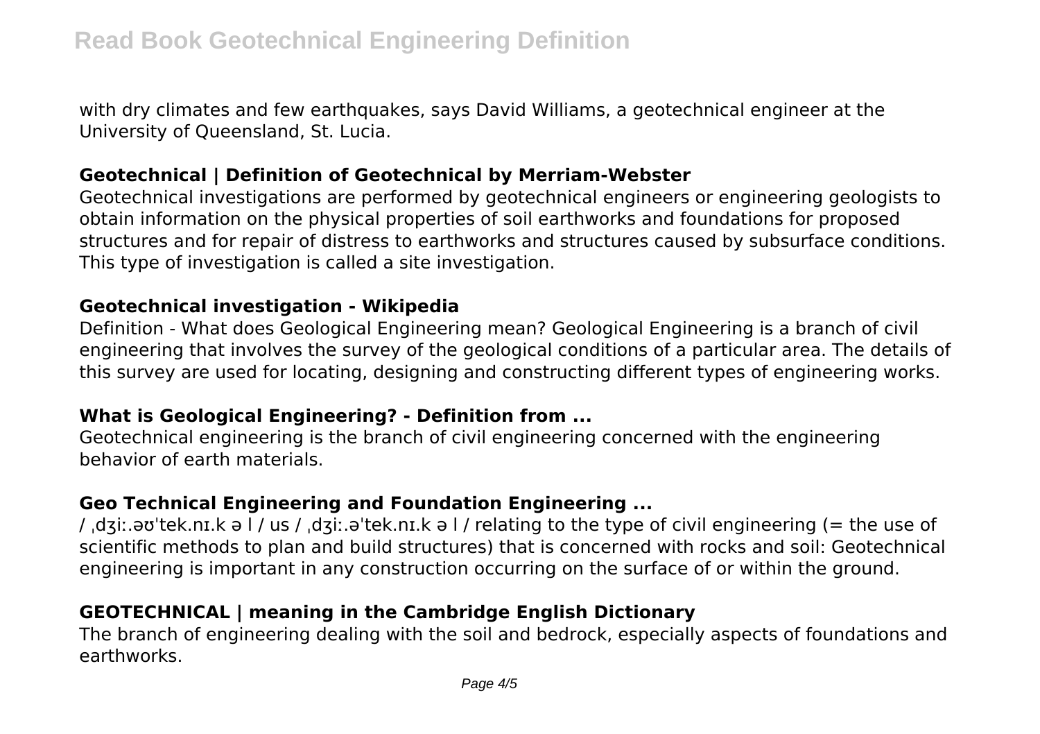with dry climates and few earthquakes, says David Williams, a geotechnical engineer at the University of Queensland, St. Lucia.

### Geotechnical | Definition of Geotechnical by Merriam-Webster

Geotechnical investigations are performed by geotechnical engineers or engineering geologists to obtain information on the physical properties of soil earthworks and foundations for proposed structures and for repair of distress to earthworks and structures caused by subsurface conditions. This type of investigation is called a site investigation.

### Geotechnical investigation - Wikipedia

Definition - What does Geological Engineering mean? Geological Engineering is a branch of civil engineering that involves the survey of the geological conditions of a particular area. The details of this survey are used for locating, designing and constructing different types of engineering works.

### What is Geological Engineering? - Definition from ...

Geotechnical engineering is the branch of civil engineering concerned with the engineering behavior of earth materials.

### Geo Technical Engineering and Foundation Engineering ...

/ ˌdʒiː.əʊˈtek.nɪ.k ə l / us / ˌdʒiː.əˈtek.nɪ.k ə l / relating to the type of civil engineering (= the use of scientific methods to plan and build structures) that is concerned with rocks and soil: Geotechnical engineering is important in any construction occurring on the surface of or within the ground.

### GEOTECHNICAL | meaning in the Cambridge English Dictionary

The branch of engineering dealing with the soil and bedrock, especially aspects of foundations and earthworks.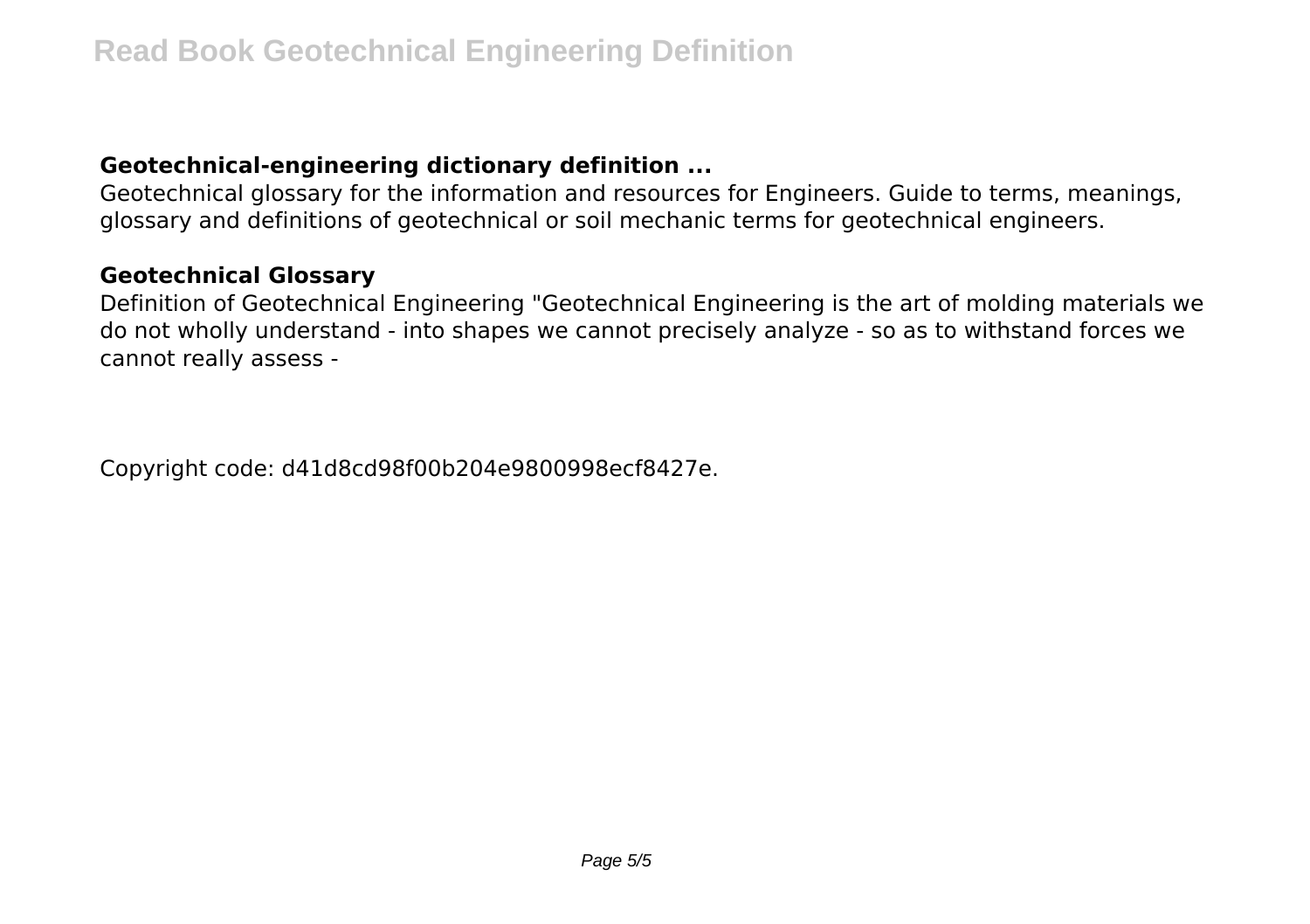**Geotechnical-engineering dictionary definition ...**

Geotechnical glossary for the information and resources for Engineers. Guide to terms, meanings, glossary and definitions of geotechnical or soil mechanic terms for geotechnical engineers.

**Geotechnical Glossary**

Definition of Geotechnical Engineering "Geotechnical Engineering is the art of molding materials we do not wholly understand - into shapes we cannot precisely analyze - so as to withstand forces we cannot really assess -

Copyright code: d41d8cd98f00b204e9800998ecf8427e.